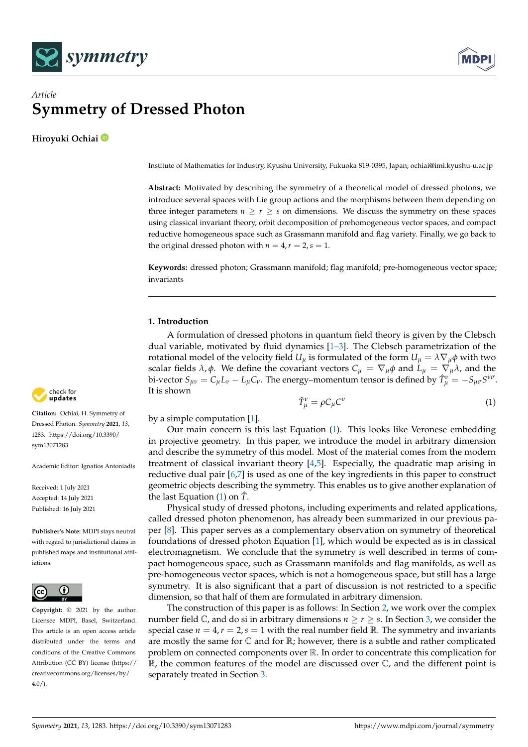*Article*

# Symmetry of Dressed Photon

**Hiroyuki Ochiai**

Institute of Mathematics for Industry, Kyushu University, Fukuoka 819-0395, Japan; ochiai@imi.kyushu-u.ac.jp

**Abstract:** Motivated by describing the symmetry of a theoretical model of dressed photons, we introduce several spaces with Lie group actions and the morphisms between them depending on three integer parameters $n \geq r \geq s$ on dimensions. We discuss the symmetry on these spaces using classical invariant theory, orbit decomposition of prehomogeneous vector spaces, and compact reductive homogeneous space such as Grassmann manifold and flag variety. Finally, we go back to the original dressed photon with $n = 4, r = 2, s = 1$.

**Keywords:** dressed photon; Grassmann manifold; flag manifold; pre-homogeneous vector space; invariants

**Citation:** Ochiai, H. Symmetry of Dressed Photon. *Symmetry* **2021**, *13*, 1283. https://doi.org/10.3390/sym13071283

Academic Editor: Ignatios Antoniadis

Received: 1 July 2021
Accepted: 14 July 2021
Published: 16 July 2021

**Publisher's Note:** MDPI stays neutral with regard to jurisdictional claims in published maps and institutional affiliations.

**Copyright:** © 2021 by the author. Licensee MDPI, Basel, Switzerland. This article is an open access article distributed under the terms and conditions of the Creative Commons Attribution (CC BY) license (https://creativecommons.org/licenses/by/4.0/).

## 1. Introduction

A formulation of dressed photons in quantum field theory is given by the Clebsch dual variable, motivated by fluid dynamics [1–3]. The Clebsch parametrization of the rotational model of the velocity field $U_\mu$ is formulated of the form $U_\mu = \lambda \nabla_\mu \phi$ with two scalar fields $\lambda, \phi$. We define the covariant vectors $C_\mu = \nabla_\mu \phi$ and $L_\mu = \nabla_\mu \lambda$, and the bi-vector $S_{\mu\nu} = C_\mu L_\nu - L_\mu C_\nu$. The energy–momentum tensor is defined by $\hat{T}_\mu^\nu = -S_{\mu\sigma} S^{\nu\sigma}$. It is shown

$$\hat{T}_\mu^\nu = \rho C_\mu C^\nu \tag{1}$$

by a simple computation [1].

Our main concern is this last Equation (1). This looks like Veronese embedding in projective geometry. In this paper, we introduce the model in arbitrary dimension and describe the symmetry of this model. Most of the material comes from the modern treatment of classical invariant theory [4,5]. Especially, the quadratic map arising in reductive dual pair [6,7] is used as one of the key ingredients in this paper to construct geometric objects describing the symmetry. This enables us to give another explanation of the last Equation (1) on $\hat{T}$.

Physical study of dressed photons, including experiments and related applications, called dressed photon phenomenon, has already been summarized in our previous paper [8]. This paper serves as a complementary observation on symmetry of theoretical foundations of dressed photon Equation [1], which would be expected as is in classical electromagnetism. We conclude that the symmetry is well described in terms of compact homogeneous space, such as Grassmann manifolds and flag manifolds, as well as pre-homogeneous vector spaces, which is not a homogeneous space, but still has a large symmetry. It is also significant that a part of discussion is not restricted to a specific dimension, so that half of them are formulated in arbitrary dimension.

The construction of this paper is as follows: In Section 2, we work over the complex number field $\mathbb{C}$, and do si in arbitrary dimensions $n \geq r \geq s$. In Section 3, we consider the special case $n = 4, r = 2, s = 1$ with the real number field $\mathbb{R}$. The symmetry and invariants are mostly the same for $\mathbb{C}$ and for $\mathbb{R}$; however, there is a subtle and rather complicated problem on connected components over $\mathbb{R}$. In order to concentrate this complication for $\mathbb{R}$, the common features of the model are discussed over $\mathbb{C}$, and the different point is separately treated in Section 3.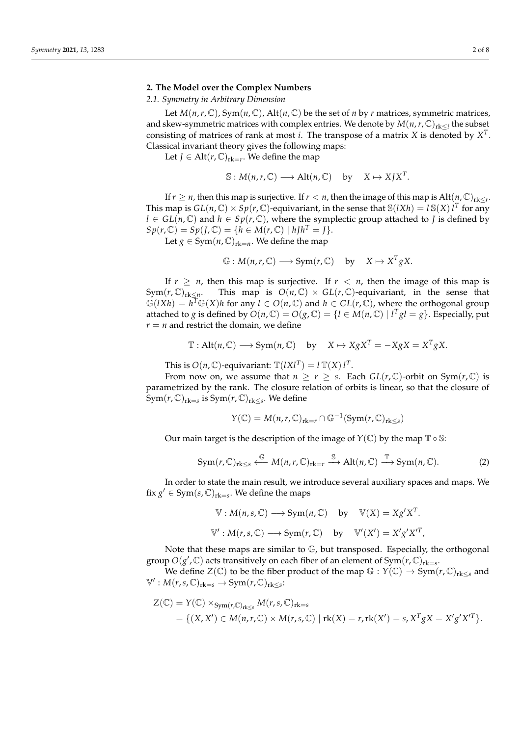## 2. The Model over the Complex Numbers

### 2.1. Symmetry in Arbitrary Dimension

Let $M(n,r,\mathbb{C})$, $\mathrm{Sym}(n,\mathbb{C})$, $\mathrm{Alt}(n,\mathbb{C})$ be the set of $n$ by $r$ matrices, symmetric matrices, and skew-symmetric matrices with complex entries. We denote by $M(n,r,\mathbb{C})_{\mathrm{rk}\le i}$ the subset consisting of matrices of rank at most $i$. The transpose of a matrix $X$ is denoted by $X^T$. Classical invariant theory gives the following maps:

Let $J \in \mathrm{Alt}(r,\mathbb{C})_{\mathrm{rk}=r}$. We define the map

$$\mathbb{S} : M(n,r,\mathbb{C}) \longrightarrow \mathrm{Alt}(n,\mathbb{C}) \quad \text{by} \quad X \mapsto XJX^T.$$

If $r \ge n$, then this map is surjective. If $r < n$, then the image of this map is $\mathrm{Alt}(n,\mathbb{C})_{\mathrm{rk}\le r}$. This map is $GL(n,\mathbb{C}) \times Sp(r,\mathbb{C})$-equivariant, in the sense that $\mathbb{S}(lXh) = l\,\mathbb{S}(X)\,l^T$ for any $l \in GL(n,\mathbb{C})$ and $h \in Sp(r,\mathbb{C})$, where the symplectic group attached to $J$ is defined by $Sp(r,\mathbb{C}) = Sp(J,\mathbb{C}) = \{h \in M(r,\mathbb{C}) \mid hJh^T = J\}$.

Let $g \in \mathrm{Sym}(n,\mathbb{C})_{\mathrm{rk}=n}$. We define the map

$$\mathbb{G} : M(n,r,\mathbb{C}) \longrightarrow \mathrm{Sym}(r,\mathbb{C}) \quad \text{by} \quad X \mapsto X^T gX.$$

If $r \ge n$, then this map is surjective. If $r < n$, then the image of this map is $\mathrm{Sym}(r,\mathbb{C})_{\mathrm{rk}\le n}$. This map is $O(n,\mathbb{C}) \times GL(r,\mathbb{C})$-equivariant, in the sense that $\mathbb{G}(lXh) = h^T\mathbb{G}(X)h$ for any $l \in O(n,\mathbb{C})$ and $h \in GL(r,\mathbb{C})$, where the orthogonal group attached to $g$ is defined by $O(n,\mathbb{C}) = O(g,\mathbb{C}) = \{l \in M(n,\mathbb{C}) \mid l^T gl = g\}$. Especially, put $r = n$ and restrict the domain, we define

$$\mathbb{T} : \mathrm{Alt}(n,\mathbb{C}) \longrightarrow \mathrm{Sym}(n,\mathbb{C}) \quad \text{by} \quad X \mapsto XgX^T = -XgX = X^T gX.$$

This is $O(n,\mathbb{C})$-equivariant: $\mathbb{T}(lXl^T) = l\,\mathbb{T}(X)\,l^T$.

From now on, we assume that $n \ge r \ge s$. Each $GL(r,\mathbb{C})$-orbit on $\mathrm{Sym}(r,\mathbb{C})$ is parametrized by the rank. The closure relation of orbits is linear, so that the closure of $\mathrm{Sym}(r,\mathbb{C})_{\mathrm{rk}=s}$ is $\mathrm{Sym}(r,\mathbb{C})_{\mathrm{rk}\le s}$. We define

$$Y(\mathbb{C}) = M(n,r,\mathbb{C})_{\mathrm{rk}=r} \cap \mathbb{G}^{-1}(\mathrm{Sym}(r,\mathbb{C})_{\mathrm{rk}\le s})$$

Our main target is the description of the image of $Y(\mathbb{C})$ by the map $\mathbb{T} \circ \mathbb{S}$:

$$\mathrm{Sym}(r,\mathbb{C})_{\mathrm{rk}\le s} \xleftarrow{\mathbb{G}} M(n,r,\mathbb{C})_{\mathrm{rk}=r} \xrightarrow{\mathbb{S}} \mathrm{Alt}(n,\mathbb{C}) \xrightarrow{\mathbb{T}} \mathrm{Sym}(n,\mathbb{C}). \tag{2}$$

In order to state the main result, we introduce several auxiliary spaces and maps. We fix $g' \in \mathrm{Sym}(s,\mathbb{C})_{\mathrm{rk}=s}$. We define the maps

$$\mathbb{V} : M(n,s,\mathbb{C}) \longrightarrow \mathrm{Sym}(n,\mathbb{C}) \quad \text{by} \quad \mathbb{V}(X) = Xg'X^T.$$

$$\mathbb{V}' : M(r,s,\mathbb{C}) \longrightarrow \mathrm{Sym}(r,\mathbb{C}) \quad \text{by} \quad \mathbb{V}'(X') = X'g'X'^T,$$

Note that these maps are similar to $\mathbb{G}$, but transposed. Especially, the orthogonal group $O(g',\mathbb{C})$ acts transitively on each fiber of an element of $\mathrm{Sym}(r,\mathbb{C})_{\mathrm{rk}=s}$.

We define $Z(\mathbb{C})$ to be the fiber product of the map $\mathbb{G} : Y(\mathbb{C}) \to \mathrm{Sym}(r,\mathbb{C})_{\mathrm{rk}\le s}$ and $\mathbb{V}' : M(r,s,\mathbb{C})_{\mathrm{rk}=s} \to \mathrm{Sym}(r,\mathbb{C})_{\mathrm{rk}\le s}$:

$$\begin{aligned} Z(\mathbb{C}) &= Y(\mathbb{C}) \times_{\mathrm{Sym}(r,\mathbb{C})_{\mathrm{rk}\le s}} M(r,s,\mathbb{C})_{\mathrm{rk}=s} \\ &= \{(X,X') \in M(n,r,\mathbb{C}) \times M(r,s,\mathbb{C}) \mid \mathrm{rk}(X) = r, \mathrm{rk}(X') = s, X^T gX = X'g'X'^T\}. \end{aligned}$$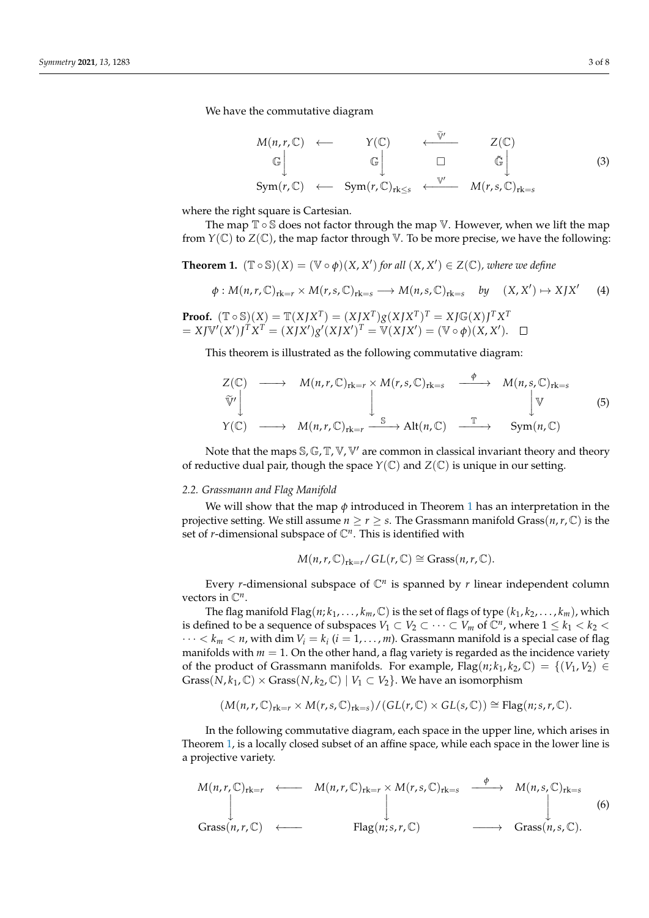We have the commutative diagram

$$
\begin{array}{ccccc}
M(n,r,\mathbb{C}) & \longleftarrow & Y(\mathbb{C}) & \xleftarrow{\widetilde{\mathbb{V}}'} & Z(\mathbb{C}) \\
\mathbb{G}\big\downarrow & & \mathbb{G}\big\downarrow & \square & \tilde{\mathbb{G}}\big\downarrow \\
\mathrm{Sym}(r,\mathbb{C}) & \longleftarrow & \mathrm{Sym}(r,\mathbb{C})_{\mathrm{rk}\le s} & \xleftarrow{\mathbb{V}'} & M(r,s,\mathbb{C})_{\mathrm{rk}=s}
\end{array} \tag{3}
$$

where the right square is Cartesian.

The map $\mathbb{T} \circ \mathbb{S}$ does not factor through the map $\mathbb{V}$. However, when we lift the map from $Y(\mathbb{C})$ to $Z(\mathbb{C})$, the map factor through $\mathbb{V}$. To be more precise, we have the following:

**Theorem 1.** *$(\mathbb{T} \circ \mathbb{S})(X) = (\mathbb{V} \circ \phi)(X, X')$ for all $(X, X') \in Z(\mathbb{C})$, where we define*

$$
\phi : M(n,r,\mathbb{C})_{\mathrm{rk}=r} \times M(r,s,\mathbb{C})_{\mathrm{rk}=s} \longrightarrow M(n,s,\mathbb{C})_{\mathrm{rk}=s} \quad by \quad (X, X') \mapsto XJX' \tag{4}
$$

**Proof.** $(\mathbb{T} \circ \mathbb{S})(X) = \mathbb{T}(XJX^T) = (XJX^T)g(XJX^T)^T = XJ\mathbb{G}(X)J^TX^T$
$= XJ\mathbb{V}'(X')J^TX^T = (XJX')g'(XJX')^T = \mathbb{V}(XJX') = (\mathbb{V} \circ \phi)(X, X')$. □

This theorem is illustrated as the following commutative diagram:

$$
\begin{array}{ccccc}
Z(\mathbb{C}) & \longrightarrow & M(n,r,\mathbb{C})_{\mathrm{rk}=r} \times M(r,s,\mathbb{C})_{\mathrm{rk}=s} & \xrightarrow{\phi} & M(n,s,\mathbb{C})_{\mathrm{rk}=s} \\
\widetilde{\mathbb{V}}'\big\downarrow & & \big\downarrow & & \big\downarrow\mathbb{V} \\
Y(\mathbb{C}) & \longrightarrow & M(n,r,\mathbb{C})_{\mathrm{rk}=r} \xrightarrow{\mathbb{S}} \mathrm{Alt}(n,\mathbb{C}) & \xrightarrow{\mathbb{T}} & \mathrm{Sym}(n,\mathbb{C})
\end{array} \tag{5}
$$

Note that the maps $\mathbb{S}, \mathbb{G}, \mathbb{T}, \mathbb{V}, \mathbb{V}'$ are common in classical invariant theory and theory of reductive dual pair, though the space $Y(\mathbb{C})$ and $Z(\mathbb{C})$ is unique in our setting.

*2.2. Grassmann and Flag Manifold*

We will show that the map $\phi$ introduced in Theorem 1 has an interpretation in the projective setting. We still assume $n \ge r \ge s$. The Grassmann manifold $\mathrm{Grass}(n,r,\mathbb{C})$ is the set of $r$-dimensional subspace of $\mathbb{C}^n$. This is identified with

$$
M(n,r,\mathbb{C})_{\mathrm{rk}=r}/GL(r,\mathbb{C}) \cong \mathrm{Grass}(n,r,\mathbb{C}).
$$

Every $r$-dimensional subspace of $\mathbb{C}^n$ is spanned by $r$ linear independent column vectors in $\mathbb{C}^n$.

The flag manifold $\mathrm{Flag}(n;k_1,\ldots,k_m,\mathbb{C})$ is the set of flags of type $(k_1,k_2,\ldots,k_m)$, which is defined to be a sequence of subspaces $V_1 \subset V_2 \subset \cdots \subset V_m$ of $\mathbb{C}^n$, where $1 \le k_1 < k_2 < \cdots < k_m < n$, with $\dim V_i = k_i$ $(i = 1,\ldots,m)$. Grassmann manifold is a special case of flag manifolds with $m = 1$. On the other hand, a flag variety is regarded as the incidence variety of the product of Grassmann manifolds. For example, $\mathrm{Flag}(n;k_1,k_2,\mathbb{C}) = \{(V_1,V_2) \in \mathrm{Grass}(N,k_1,\mathbb{C}) \times \mathrm{Grass}(N,k_2,\mathbb{C}) \mid V_1 \subset V_2\}$. We have an isomorphism

$$
(M(n,r,\mathbb{C})_{\mathrm{rk}=r} \times M(r,s,\mathbb{C})_{\mathrm{rk}=s})/(GL(r,\mathbb{C}) \times GL(s,\mathbb{C})) \cong \mathrm{Flag}(n;s,r,\mathbb{C}).
$$

In the following commutative diagram, each space in the upper line, which arises in Theorem 1, is a locally closed subset of an affine space, while each space in the lower line is a projective variety.

$$
\begin{array}{ccccc}
M(n,r,\mathbb{C})_{\mathrm{rk}=r} & \longleftarrow & M(n,r,\mathbb{C})_{\mathrm{rk}=r} \times M(r,s,\mathbb{C})_{\mathrm{rk}=s} & \xrightarrow{\phi} & M(n,s,\mathbb{C})_{\mathrm{rk}=s} \\
\big\downarrow & & \big\downarrow & & \big\downarrow \\
\mathrm{Grass}(n,r,\mathbb{C}) & \longleftarrow & \mathrm{Flag}(n;s,r,\mathbb{C}) & \longrightarrow & \mathrm{Grass}(n,s,\mathbb{C}).
\end{array} \tag{6}
$$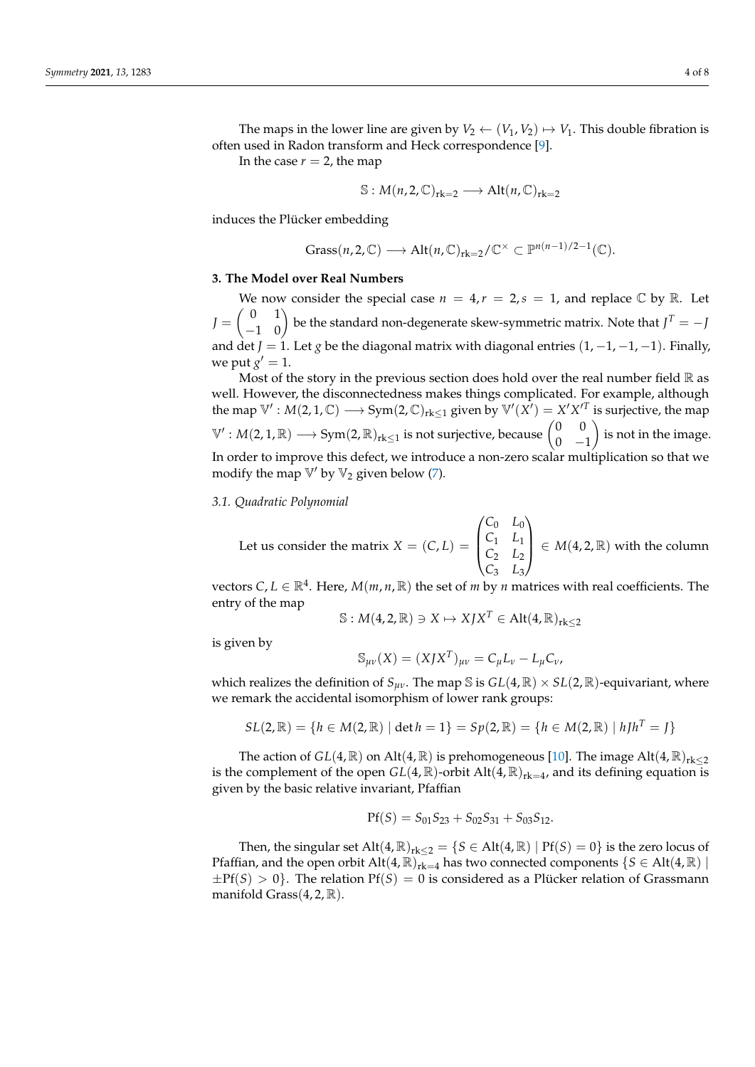The maps in the lower line are given by $V_2 \leftarrow (V_1, V_2) \mapsto V_1$. This double fibration is often used in Radon transform and Heck correspondence [9].

In the case $r = 2$, the map

$$\mathbb{S} : M(n, 2, \mathbb{C})_{\mathrm{rk}=2} \longrightarrow \mathrm{Alt}(n, \mathbb{C})_{\mathrm{rk}=2}$$

induces the Plücker embedding

$$\mathrm{Grass}(n, 2, \mathbb{C}) \longrightarrow \mathrm{Alt}(n, \mathbb{C})_{\mathrm{rk}=2}/\mathbb{C}^\times \subset \mathbb{P}^{n(n-1)/2-1}(\mathbb{C}).$$

## 3. The Model over Real Numbers

We now consider the special case $n = 4, r = 2, s = 1$, and replace $\mathbb{C}$ by $\mathbb{R}$. Let $J = \begin{pmatrix} 0 & 1 \\ -1 & 0 \end{pmatrix}$ be the standard non-degenerate skew-symmetric matrix. Note that $J^T = -J$ and $\det J = 1$. Let $g$ be the diagonal matrix with diagonal entries $(1, -1, -1, -1)$. Finally, we put $g' = 1$.

Most of the story in the previous section does hold over the real number field $\mathbb{R}$ as well. However, the disconnectedness makes things complicated. For example, although the map $\mathbb{V}' : M(2, 1, \mathbb{C}) \longrightarrow \mathrm{Sym}(2, \mathbb{C})_{\mathrm{rk}\leq 1}$ given by $\mathbb{V}'(X') = X'X'^T$ is surjective, the map $\mathbb{V}' : M(2, 1, \mathbb{R}) \longrightarrow \mathrm{Sym}(2, \mathbb{R})_{\mathrm{rk}\leq 1}$ is not surjective, because $\begin{pmatrix} 0 & 0 \\ 0 & -1 \end{pmatrix}$ is not in the image. In order to improve this defect, we introduce a non-zero scalar multiplication so that we modify the map $\mathbb{V}'$ by $\mathbb{V}_2$ given below (7).

### 3.1. Quadratic Polynomial

Let us consider the matrix $X = (C, L) = \begin{pmatrix} C_0 & L_0 \\ C_1 & L_1 \\ C_2 & L_2 \\ C_3 & L_3 \end{pmatrix} \in M(4, 2, \mathbb{R})$ with the column vectors $C, L \in \mathbb{R}^4$. Here, $M(m, n, \mathbb{R})$ the set of $m$ by $n$ matrices with real coefficients. The entry of the map

$$\mathbb{S} : M(4, 2, \mathbb{R}) \ni X \mapsto XJX^T \in \mathrm{Alt}(4, \mathbb{R})_{\mathrm{rk}\leq 2}$$

is given by

$$\mathbb{S}_{\mu\nu}(X) = (XJX^T)_{\mu\nu} = C_\mu L_\nu - L_\mu C_\nu,$$

which realizes the definition of $S_{\mu\nu}$. The map $\mathbb{S}$ is $GL(4, \mathbb{R}) \times SL(2, \mathbb{R})$-equivariant, where we remark the accidental isomorphism of lower rank groups:

$$SL(2, \mathbb{R}) = \{h \in M(2, \mathbb{R}) \mid \det h = 1\} = Sp(2, \mathbb{R}) = \{h \in M(2, \mathbb{R}) \mid hJh^T = J\}$$

The action of $GL(4, \mathbb{R})$ on $\mathrm{Alt}(4, \mathbb{R})$ is prehomogeneous [10]. The image $\mathrm{Alt}(4, \mathbb{R})_{\mathrm{rk}\leq 2}$ is the complement of the open $GL(4, \mathbb{R})$-orbit $\mathrm{Alt}(4, \mathbb{R})_{\mathrm{rk}=4}$, and its defining equation is given by the basic relative invariant, Pfaffian

$$\mathrm{Pf}(S) = S_{01}S_{23} + S_{02}S_{31} + S_{03}S_{12}.$$

Then, the singular set $\mathrm{Alt}(4, \mathbb{R})_{\mathrm{rk}\leq 2} = \{S \in \mathrm{Alt}(4, \mathbb{R}) \mid \mathrm{Pf}(S) = 0\}$ is the zero locus of Pfaffian, and the open orbit $\mathrm{Alt}(4, \mathbb{R})_{\mathrm{rk}=4}$ has two connected components $\{S \in \mathrm{Alt}(4, \mathbb{R}) \mid \pm\mathrm{Pf}(S) > 0\}$. The relation $\mathrm{Pf}(S) = 0$ is considered as a Plücker relation of Grassmann manifold $\mathrm{Grass}(4, 2, \mathbb{R})$.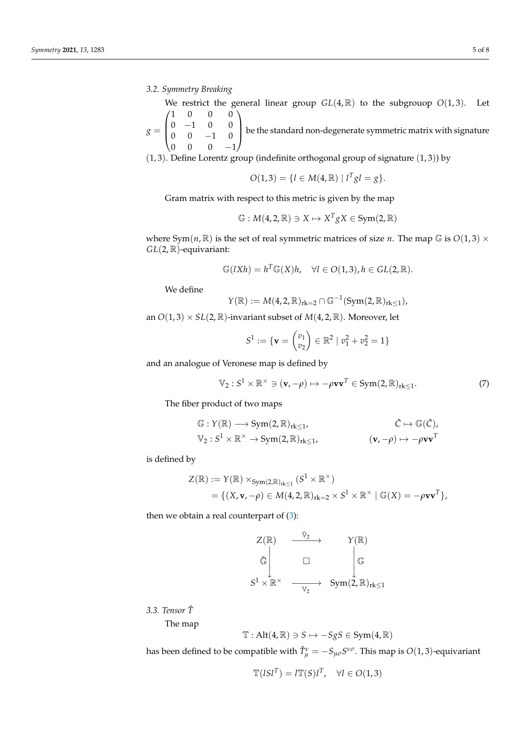### 3.2. Symmetry Breaking

We restrict the general linear group $GL(4,\mathbb{R})$ to the subgrouop $O(1,3)$. Let $g = \begin{pmatrix} 1 & 0 & 0 & 0 \\ 0 & -1 & 0 & 0 \\ 0 & 0 & -1 & 0 \\ 0 & 0 & 0 & -1 \end{pmatrix}$ be the standard non-degenerate symmetric matrix with signature $(1,3)$. Define Lorentz group (indefinite orthogonal group of signature $(1,3)$) by

$$O(1,3) = \{l \in M(4,\mathbb{R}) \mid l^T g l = g\}.$$

Gram matrix with respect to this metric is given by the map

$$\mathbb{G} : M(4,2,\mathbb{R}) \ni X \mapsto X^T g X \in \mathrm{Sym}(2,\mathbb{R})$$

where $\mathrm{Sym}(n,\mathbb{R})$ is the set of real symmetric matrices of size $n$. The map $\mathbb{G}$ is $O(1,3) \times GL(2,\mathbb{R})$-equivariant:

$$\mathbb{G}(lXh) = h^T \mathbb{G}(X) h, \quad \forall l \in O(1,3), h \in GL(2,\mathbb{R}).$$

We define

$$Y(\mathbb{R}) := M(4,2,\mathbb{R})_{\mathrm{rk}=2} \cap \mathbb{G}^{-1}(\mathrm{Sym}(2,\mathbb{R})_{\mathrm{rk}\leq 1}),$$

an $O(1,3) \times SL(2,\mathbb{R})$-invariant subset of $M(4,2,\mathbb{R})$. Moreover, let

$$S^1 := \{\mathbf{v} = \begin{pmatrix} v_1 \\ v_2 \end{pmatrix} \in \mathbb{R}^2 \mid v_1^2 + v_2^2 = 1\}$$

and an analogue of Veronese map is defined by

$$\mathbb{V}_2 : S^1 \times \mathbb{R}^\times \ni (\mathbf{v}, -\rho) \mapsto -\rho \mathbf{v}\mathbf{v}^T \in \mathrm{Sym}(2,\mathbb{R})_{\mathrm{rk}\leq 1}. \tag{7}$$

The fiber product of two maps

$$\begin{aligned} &\mathbb{G} : Y(\mathbb{R}) \longrightarrow \mathrm{Sym}(2,\mathbb{R})_{\mathrm{rk}\leq 1}, & \tilde{C} \mapsto \mathbb{G}(\tilde{C}), \\ &\mathbb{V}_2 : S^1 \times \mathbb{R}^\times \to \mathrm{Sym}(2,\mathbb{R})_{\mathrm{rk}\leq 1}, & (\mathbf{v}, -\rho) \mapsto -\rho \mathbf{v}\mathbf{v}^T \end{aligned}$$

is defined by

$$\begin{aligned} Z(\mathbb{R}) &:= Y(\mathbb{R}) \times_{\mathrm{Sym}(2,\mathbb{R})_{\mathrm{rk}\leq 1}} (S^1 \times \mathbb{R}^\times) \\ &= \{(X, \mathbf{v}, -\rho) \in M(4,2,\mathbb{R})_{\mathrm{rk}=2} \times S^1 \times \mathbb{R}^\times \mid \mathbb{G}(X) = -\rho \mathbf{v}\mathbf{v}^T\}, \end{aligned}$$

then we obtain a real counterpart of (3):

$$\begin{array}{ccc} Z(\mathbb{R}) & \xrightarrow{\tilde{\mathbb{V}}_2} & Y(\mathbb{R}) \\ \tilde{\mathbb{G}} \downarrow & \square & \downarrow \mathbb{G} \\ S^1 \times \mathbb{R}^\times & \xrightarrow[\mathbb{V}_2]{} & \mathrm{Sym}(2,\mathbb{R})_{\mathrm{rk}\leq 1} \end{array}$$

### 3.3. Tensor $\hat{T}$

The map

$$\mathbb{T} : \mathrm{Alt}(4,\mathbb{R}) \ni S \mapsto -SgS \in \mathrm{Sym}(4,\mathbb{R})$$

has been defined to be compatible with $\hat{T}_\mu^\nu = -S_{\mu\sigma} S^{\nu\sigma}$. This map is $O(1,3)$-equivariant

$$\mathbb{T}(lSl^T) = l\mathbb{T}(S)l^T, \quad \forall l \in O(1,3)$$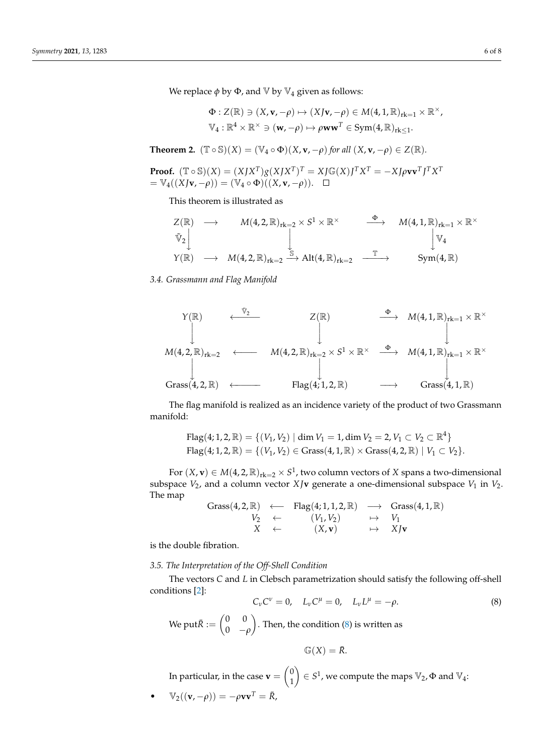We replace $\phi$ by $\Phi$, and $\mathbb{V}$ by $\mathbb{V}_4$ given as follows:

$$\Phi : Z(\mathbb{R}) \ni (X, \mathbf{v}, -\rho) \mapsto (XJ\mathbf{v}, -\rho) \in M(4,1,\mathbb{R})_{\mathrm{rk}=1} \times \mathbb{R}^\times,$$
$$\mathbb{V}_4 : \mathbb{R}^4 \times \mathbb{R}^\times \ni (\mathbf{w}, -\rho) \mapsto \rho \mathbf{w}\mathbf{w}^T \in \mathrm{Sym}(4,\mathbb{R})_{\mathrm{rk}\le 1}.$$

**Theorem 2.** *$(\mathbb{T} \circ \mathbb{S})(X) = (\mathbb{V}_4 \circ \Phi)(X, \mathbf{v}, -\rho)$ for all $(X, \mathbf{v}, -\rho) \in Z(\mathbb{R})$.*

**Proof.** $(\mathbb{T} \circ \mathbb{S})(X) = (XJX^T)g(XJX^T)^T = XJ\mathbb{G}(X)J^TX^T = -XJ\rho\mathbf{v}\mathbf{v}^TJ^TX^T$
$= \mathbb{V}_4((XJ\mathbf{v}, -\rho)) = (\mathbb{V}_4 \circ \Phi)((X, \mathbf{v}, -\rho))$. $\square$

This theorem is illustrated as

$$\begin{array}{ccccccc}
Z(\mathbb{R}) & \longrightarrow & M(4,2,\mathbb{R})_{\mathrm{rk}=2} \times S^1 \times \mathbb{R}^\times & & \xrightarrow{\Phi} & & M(4,1,\mathbb{R})_{\mathrm{rk}=1} \times \mathbb{R}^\times \\
\Big\downarrow \tilde{\mathbb{V}}_2 & & \Big\downarrow & & & & \Big\downarrow \mathbb{V}_4 \\
Y(\mathbb{R}) & \longrightarrow & M(4,2,\mathbb{R})_{\mathrm{rk}=2} \xrightarrow{\mathbb{S}} \mathrm{Alt}(4,\mathbb{R})_{\mathrm{rk}=2} & & \xrightarrow{\mathbb{T}} & & \mathrm{Sym}(4,\mathbb{R})
\end{array}$$

*3.4. Grassmann and Flag Manifold*

$$\begin{array}{ccccc}
Y(\mathbb{R}) & \xleftarrow{\tilde{\mathbb{V}}_2} & Z(\mathbb{R}) & \xrightarrow{\Phi} & M(4,1,\mathbb{R})_{\mathrm{rk}=1} \times \mathbb{R}^\times \\
\Big\downarrow & & \Big\downarrow & & \Big\downarrow \\
M(4,2,\mathbb{R})_{\mathrm{rk}=2} & \longleftarrow & M(4,2,\mathbb{R})_{\mathrm{rk}=2} \times S^1 \times \mathbb{R}^\times & \xrightarrow{\Phi} & M(4,1,\mathbb{R})_{\mathrm{rk}=1} \times \mathbb{R}^\times \\
\Big\downarrow & & \Big\downarrow & & \Big\downarrow \\
\mathrm{Grass}(4,2,\mathbb{R}) & \longleftarrow & \mathrm{Flag}(4;1,2,\mathbb{R}) & \longrightarrow & \mathrm{Grass}(4,1,\mathbb{R})
\end{array}$$

The flag manifold is realized as an incidence variety of the product of two Grassmann manifold:

$$\mathrm{Flag}(4;1,2,\mathbb{R}) = \{(V_1, V_2) \mid \dim V_1 = 1, \dim V_2 = 2, V_1 \subset V_2 \subset \mathbb{R}^4\}$$
$$\mathrm{Flag}(4;1,2,\mathbb{R}) = \{(V_1, V_2) \in \mathrm{Grass}(4,1,\mathbb{R}) \times \mathrm{Grass}(4,2,\mathbb{R}) \mid V_1 \subset V_2\}.$$

For $(X, \mathbf{v}) \in M(4,2,\mathbb{R})_{\mathrm{rk}=2} \times S^1$, two column vectors of $X$ spans a two-dimensional subspace $V_2$, and a column vector $XJ\mathbf{v}$ generate a one-dimensional subspace $V_1$ in $V_2$. The map

$$\begin{array}{ccccc}
\mathrm{Grass}(4,2,\mathbb{R}) & \longleftarrow & \mathrm{Flag}(4;1,1,2,\mathbb{R}) & \longrightarrow & \mathrm{Grass}(4,1,\mathbb{R}) \\
V_2 & \leftarrow & (V_1, V_2) & \mapsto & V_1 \\
X & \leftarrow & (X, \mathbf{v}) & \mapsto & XJ\mathbf{v}
\end{array}$$

is the double fibration.

*3.5. The Interpretation of the Off-Shell Condition*

The vectors $C$ and $L$ in Clebsch parametrization should satisfy the following off-shell conditions [2]:

$$C_\nu C^\nu = 0, \quad L_\nu C^\mu = 0, \quad L_\nu L^\mu = -\rho. \tag{8}$$

We put$\bar{R} := \begin{pmatrix} 0 & 0 \\ 0 & -\rho \end{pmatrix}$. Then, the condition (8) is written as

$$\mathbb{G}(X) = \bar{R}.$$

In particular, in the case $\mathbf{v} = \begin{pmatrix} 0 \\ 1 \end{pmatrix} \in S^1$, we compute the maps $\mathbb{V}_2, \Phi$ and $\mathbb{V}_4$:

- $\mathbb{V}_2((\mathbf{v}, -\rho)) = -\rho\mathbf{v}\mathbf{v}^T = \bar{R}$,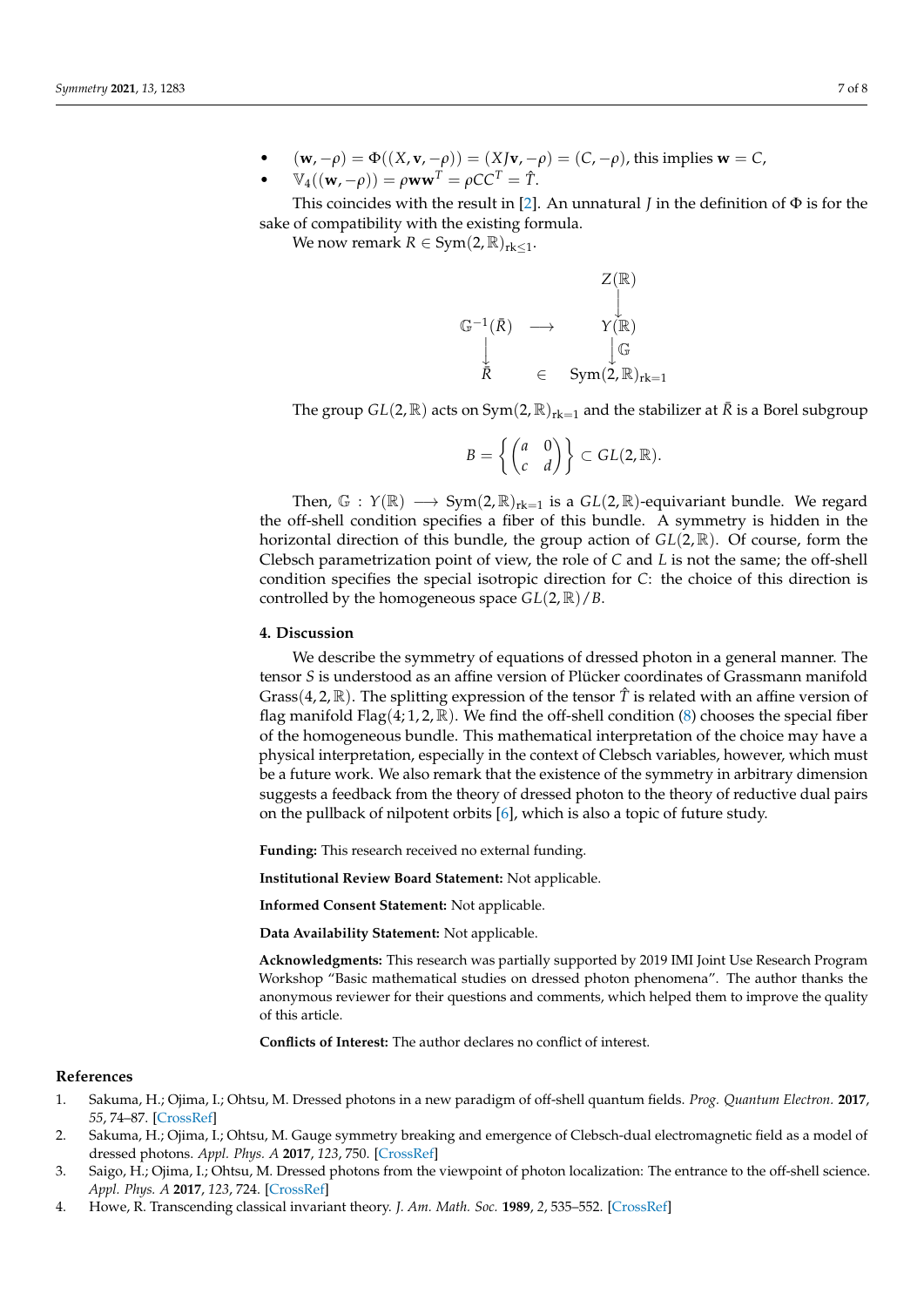- $(\mathbf{w}, -\rho) = \Phi((X, \mathbf{v}, -\rho)) = (XJ\mathbf{v}, -\rho) = (C, -\rho)$, this implies $\mathbf{w} = C$,
- $\mathbb{V}_4((\mathbf{w}, -\rho)) = \rho \mathbf{w}\mathbf{w}^T = \rho CC^T = \hat{T}$.

This coincides with the result in [2]. An unnatural $J$ in the definition of $\Phi$ is for the sake of compatibility with the existing formula.

We now remark $R \in \mathrm{Sym}(2, \mathbb{R})_{\mathrm{rk} \leq 1}$.

$$
\begin{array}{ccc}
 & & Z(\mathbb{R}) \\
 & & \downarrow \\
\mathbb{G}^{-1}(\bar{R}) & \longrightarrow & Y(\mathbb{R}) \\
\downarrow & & \downarrow \mathbb{G} \\
\bar{R} & \in & \mathrm{Sym}(2, \mathbb{R})_{\mathrm{rk}=1}
\end{array}
$$

The group $GL(2, \mathbb{R})$ acts on $\mathrm{Sym}(2, \mathbb{R})_{\mathrm{rk}=1}$ and the stabilizer at $\bar{R}$ is a Borel subgroup

$$
B = \left\{ \begin{pmatrix} a & 0 \\ c & d \end{pmatrix} \right\} \subset GL(2, \mathbb{R}).
$$

Then, $\mathbb{G} : Y(\mathbb{R}) \longrightarrow \mathrm{Sym}(2, \mathbb{R})_{\mathrm{rk}=1}$ is a $GL(2, \mathbb{R})$-equivariant bundle. We regard the off-shell condition specifies a fiber of this bundle. A symmetry is hidden in the horizontal direction of this bundle, the group action of $GL(2, \mathbb{R})$. Of course, form the Clebsch parametrization point of view, the role of $C$ and $L$ is not the same; the off-shell condition specifies the special isotropic direction for $C$: the choice of this direction is controlled by the homogeneous space $GL(2, \mathbb{R})/B$.

## 4. Discussion

We describe the symmetry of equations of dressed photon in a general manner. The tensor $S$ is understood as an affine version of Plücker coordinates of Grassmann manifold $\mathrm{Grass}(4, 2, \mathbb{R})$. The splitting expression of the tensor $\hat{T}$ is related with an affine version of flag manifold $\mathrm{Flag}(4; 1, 2, \mathbb{R})$. We find the off-shell condition (8) chooses the special fiber of the homogeneous bundle. This mathematical interpretation of the choice may have a physical interpretation, especially in the context of Clebsch variables, however, which must be a future work. We also remark that the existence of the symmetry in arbitrary dimension suggests a feedback from the theory of dressed photon to the theory of reductive dual pairs on the pullback of nilpotent orbits [6], which is also a topic of future study.

**Funding:** This research received no external funding.

**Institutional Review Board Statement:** Not applicable.

**Informed Consent Statement:** Not applicable.

**Data Availability Statement:** Not applicable.

**Acknowledgments:** This research was partially supported by 2019 IMI Joint Use Research Program Workshop "Basic mathematical studies on dressed photon phenomena". The author thanks the anonymous reviewer for their questions and comments, which helped them to improve the quality of this article.

**Conflicts of Interest:** The author declares no conflict of interest.

## References

1. Sakuma, H.; Ojima, I.; Ohtsu, M. Dressed photons in a new paradigm of off-shell quantum fields. *Prog. Quantum Electron.* **2017**, *55*, 74–87. [CrossRef]
2. Sakuma, H.; Ojima, I.; Ohtsu, M. Gauge symmetry breaking and emergence of Clebsch-dual electromagnetic field as a model of dressed photons. *Appl. Phys. A* **2017**, *123*, 750. [CrossRef]
3. Saigo, H.; Ojima, I.; Ohtsu, M. Dressed photons from the viewpoint of photon localization: The entrance to the off-shell science. *Appl. Phys. A* **2017**, *123*, 724. [CrossRef]
4. Howe, R. Transcending classical invariant theory. *J. Am. Math. Soc.* **1989**, *2*, 535–552. [CrossRef]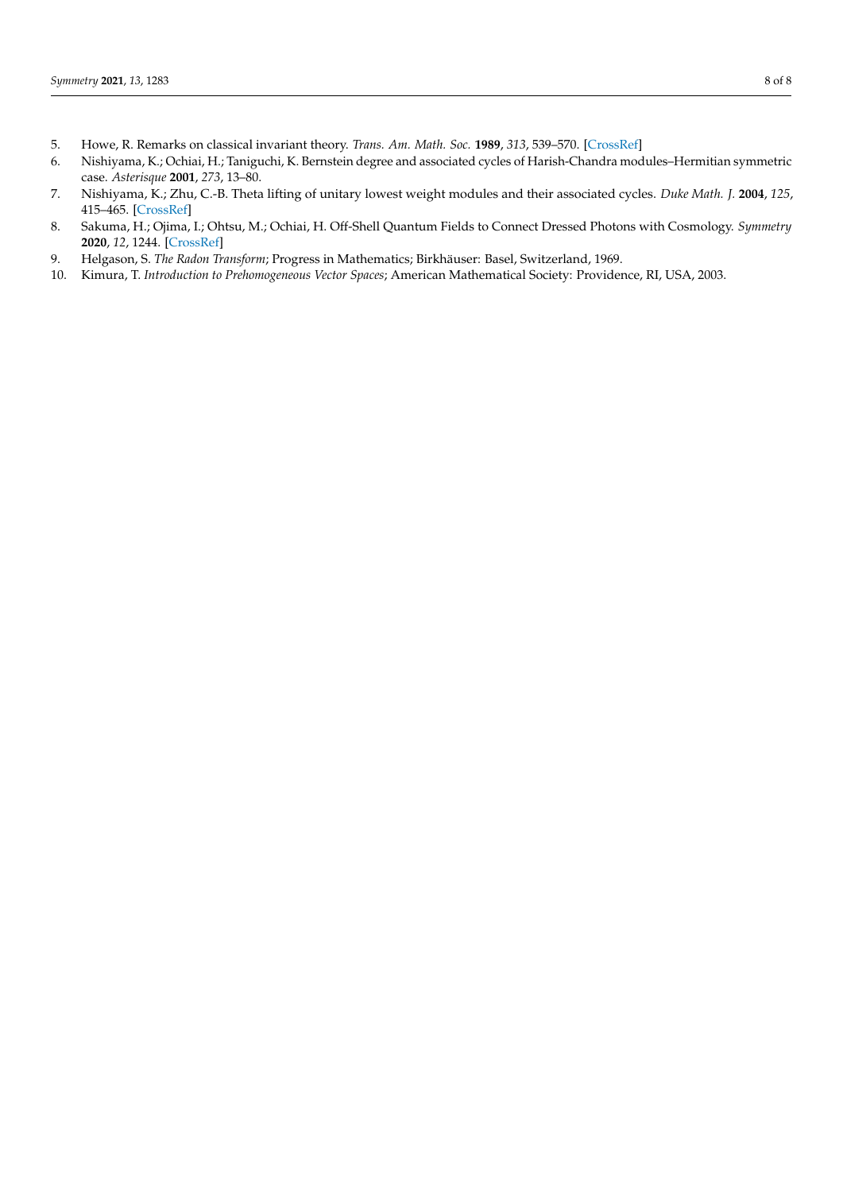5. Howe, R. Remarks on classical invariant theory. *Trans. Am. Math. Soc.* **1989**, *313*, 539–570. [CrossRef]
6. Nishiyama, K.; Ochiai, H.; Taniguchi, K. Bernstein degree and associated cycles of Harish-Chandra modules–Hermitian symmetric case. *Asterisque* **2001**, *273*, 13–80.
7. Nishiyama, K.; Zhu, C.-B. Theta lifting of unitary lowest weight modules and their associated cycles. *Duke Math. J.* **2004**, *125*, 415–465. [CrossRef]
8. Sakuma, H.; Ojima, I.; Ohtsu, M.; Ochiai, H. Off-Shell Quantum Fields to Connect Dressed Photons with Cosmology. *Symmetry* **2020**, *12*, 1244. [CrossRef]
9. Helgason, S. *The Radon Transform*; Progress in Mathematics; Birkhäuser: Basel, Switzerland, 1969.
10. Kimura, T. *Introduction to Prehomogeneous Vector Spaces*; American Mathematical Society: Providence, RI, USA, 2003.